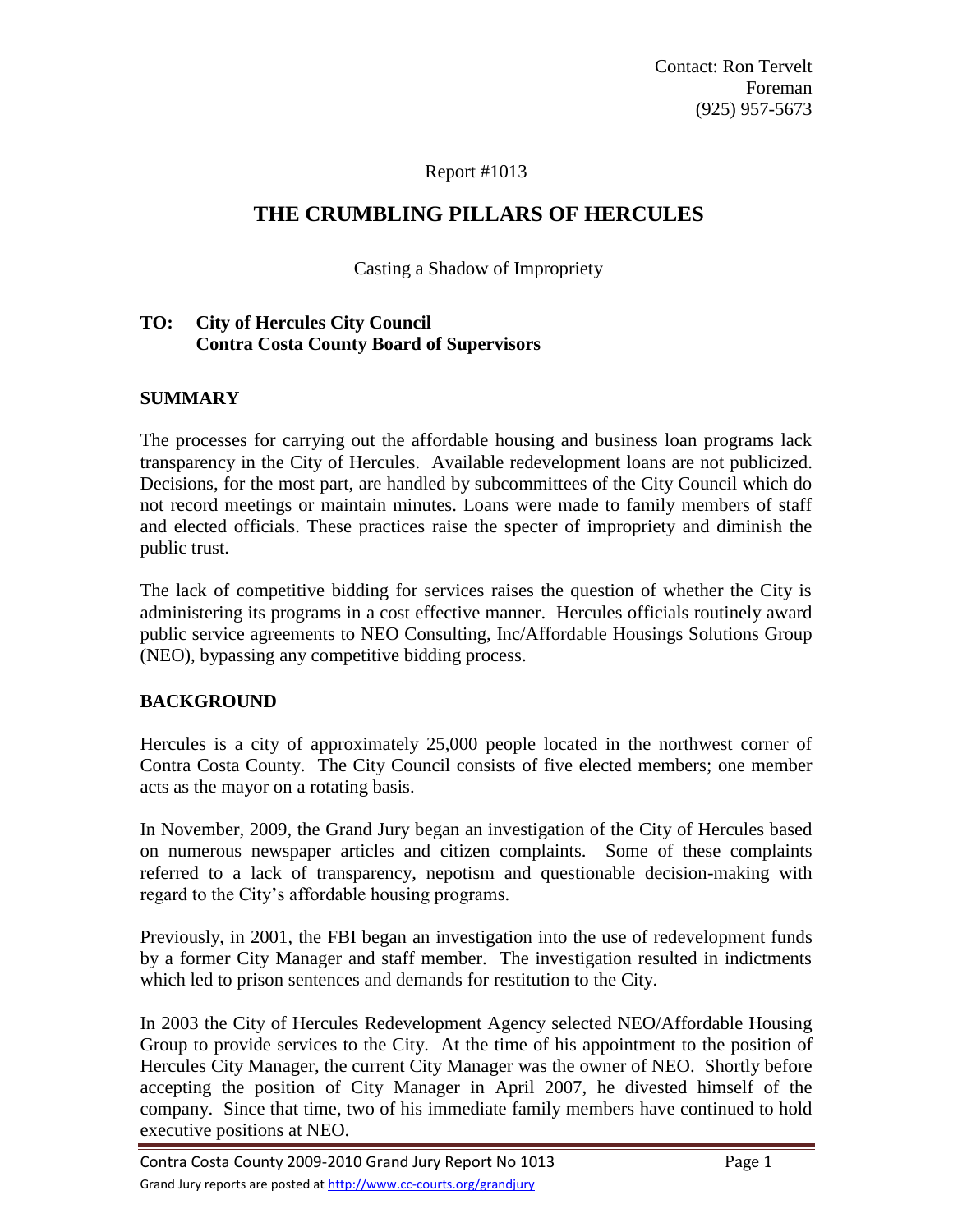Contact: Ron Tervelt
Foreman
(925) 957-5673

Report #1013

# THE CRUMBLING PILLARS OF HERCULES

Casting a Shadow of Impropriety

**TO: City of Hercules City Council**
**Contra Costa County Board of Supervisors**

## SUMMARY

The processes for carrying out the affordable housing and business loan programs lack transparency in the City of Hercules. Available redevelopment loans are not publicized. Decisions, for the most part, are handled by subcommittees of the City Council which do not record meetings or maintain minutes. Loans were made to family members of staff and elected officials. These practices raise the specter of impropriety and diminish the public trust.

The lack of competitive bidding for services raises the question of whether the City is administering its programs in a cost effective manner. Hercules officials routinely award public service agreements to NEO Consulting, Inc/Affordable Housings Solutions Group (NEO), bypassing any competitive bidding process.

## BACKGROUND

Hercules is a city of approximately 25,000 people located in the northwest corner of Contra Costa County. The City Council consists of five elected members; one member acts as the mayor on a rotating basis.

In November, 2009, the Grand Jury began an investigation of the City of Hercules based on numerous newspaper articles and citizen complaints. Some of these complaints referred to a lack of transparency, nepotism and questionable decision-making with regard to the City's affordable housing programs.

Previously, in 2001, the FBI began an investigation into the use of redevelopment funds by a former City Manager and staff member. The investigation resulted in indictments which led to prison sentences and demands for restitution to the City.

In 2003 the City of Hercules Redevelopment Agency selected NEO/Affordable Housing Group to provide services to the City. At the time of his appointment to the position of Hercules City Manager, the current City Manager was the owner of NEO. Shortly before accepting the position of City Manager in April 2007, he divested himself of the company. Since that time, two of his immediate family members have continued to hold executive positions at NEO.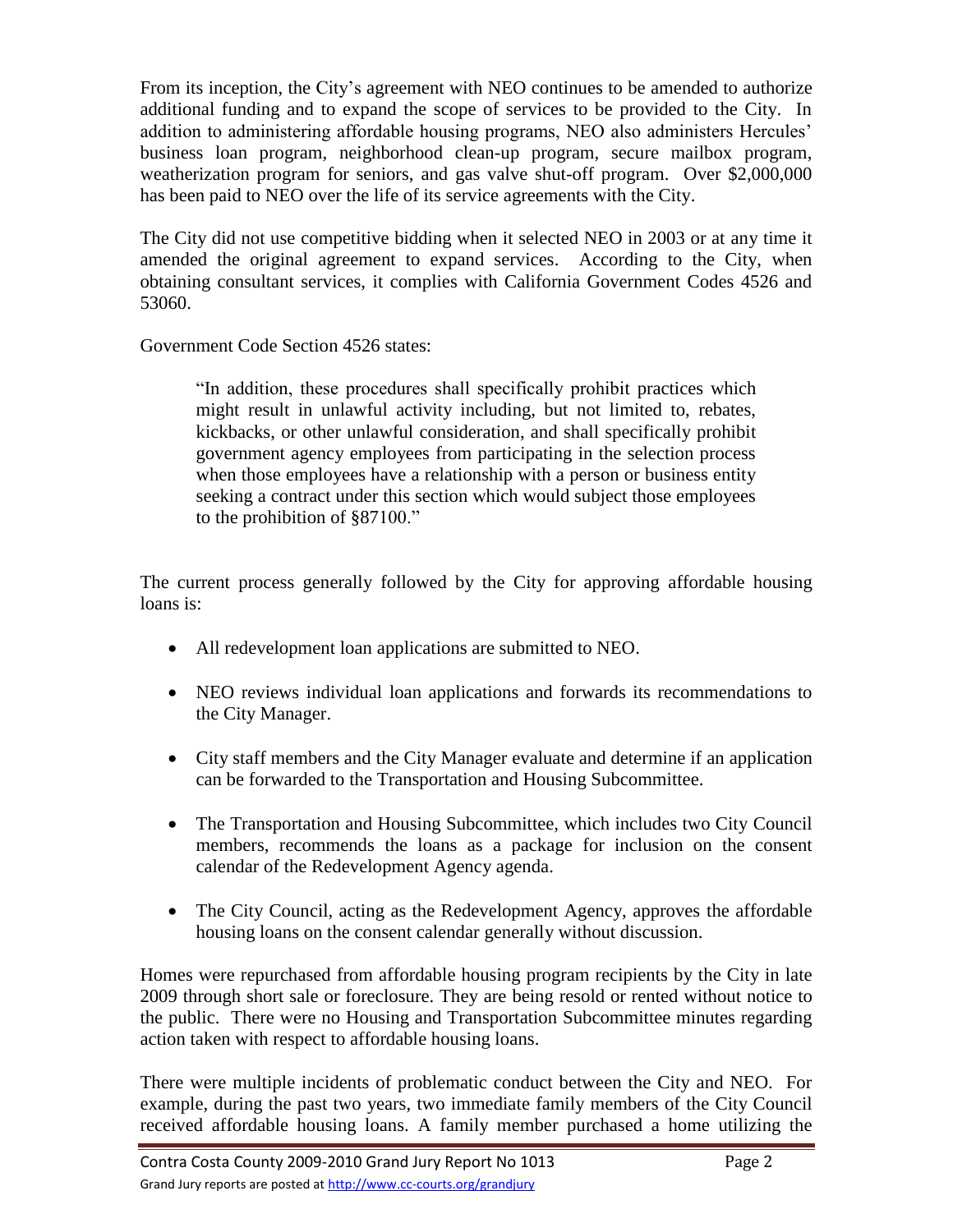From its inception, the City's agreement with NEO continues to be amended to authorize additional funding and to expand the scope of services to be provided to the City. In addition to administering affordable housing programs, NEO also administers Hercules' business loan program, neighborhood clean-up program, secure mailbox program, weatherization program for seniors, and gas valve shut-off program. Over $2,000,000 has been paid to NEO over the life of its service agreements with the City.

The City did not use competitive bidding when it selected NEO in 2003 or at any time it amended the original agreement to expand services. According to the City, when obtaining consultant services, it complies with California Government Codes 4526 and 53060.

Government Code Section 4526 states:

> "In addition, these procedures shall specifically prohibit practices which might result in unlawful activity including, but not limited to, rebates, kickbacks, or other unlawful consideration, and shall specifically prohibit government agency employees from participating in the selection process when those employees have a relationship with a person or business entity seeking a contract under this section which would subject those employees to the prohibition of §87100."

The current process generally followed by the City for approving affordable housing loans is:

- All redevelopment loan applications are submitted to NEO.
- NEO reviews individual loan applications and forwards its recommendations to the City Manager.
- City staff members and the City Manager evaluate and determine if an application can be forwarded to the Transportation and Housing Subcommittee.
- The Transportation and Housing Subcommittee, which includes two City Council members, recommends the loans as a package for inclusion on the consent calendar of the Redevelopment Agency agenda.
- The City Council, acting as the Redevelopment Agency, approves the affordable housing loans on the consent calendar generally without discussion.

Homes were repurchased from affordable housing program recipients by the City in late 2009 through short sale or foreclosure. They are being resold or rented without notice to the public. There were no Housing and Transportation Subcommittee minutes regarding action taken with respect to affordable housing loans.

There were multiple incidents of problematic conduct between the City and NEO. For example, during the past two years, two immediate family members of the City Council received affordable housing loans. A family member purchased a home utilizing the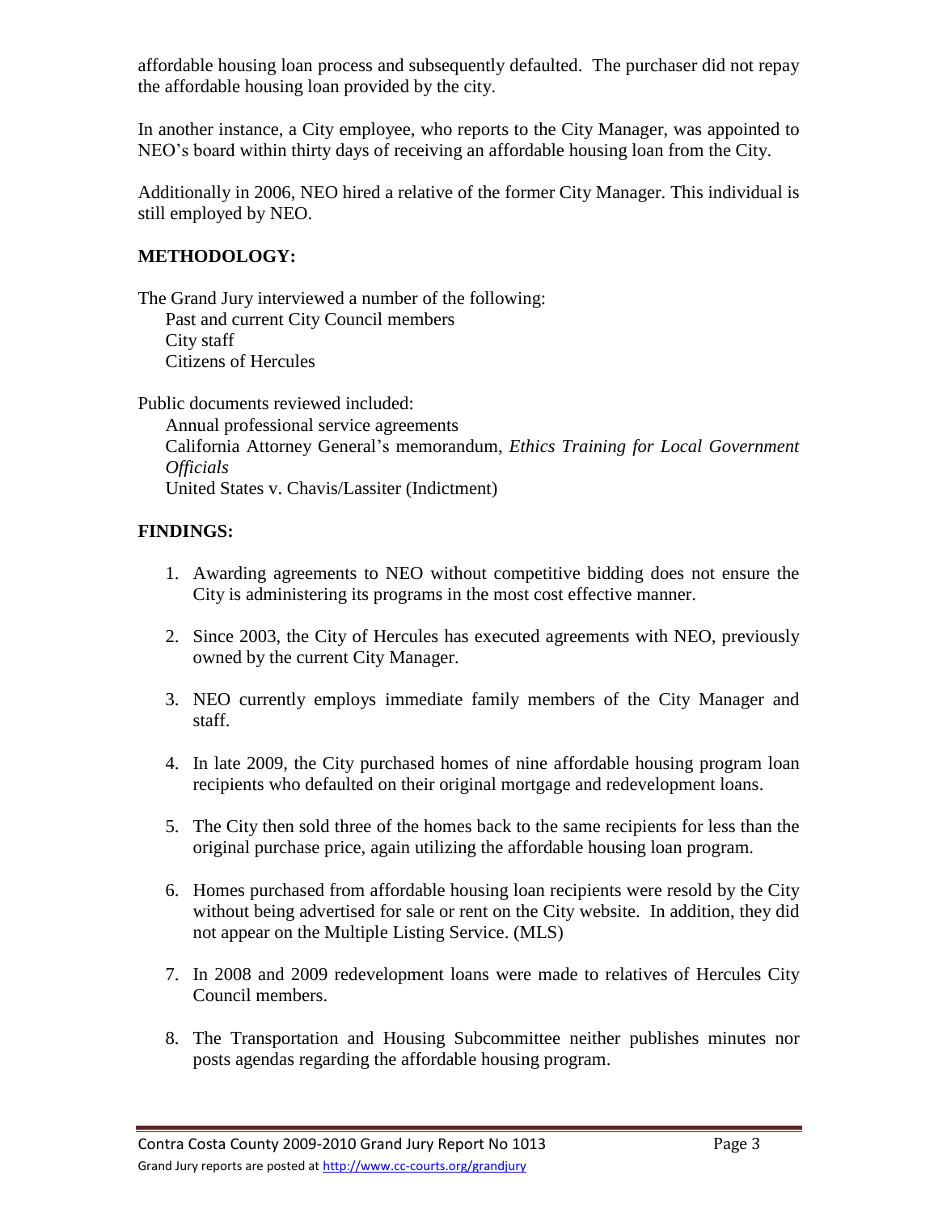affordable housing loan process and subsequently defaulted. The purchaser did not repay the affordable housing loan provided by the city.

In another instance, a City employee, who reports to the City Manager, was appointed to NEO's board within thirty days of receiving an affordable housing loan from the City.

Additionally in 2006, NEO hired a relative of the former City Manager. This individual is still employed by NEO.

**METHODOLOGY:**

The Grand Jury interviewed a number of the following:
- Past and current City Council members
- City staff
- Citizens of Hercules

Public documents reviewed included:
- Annual professional service agreements
- California Attorney General's memorandum, *Ethics Training for Local Government Officials*
- United States v. Chavis/Lassiter (Indictment)

**FINDINGS:**

1. Awarding agreements to NEO without competitive bidding does not ensure the City is administering its programs in the most cost effective manner.

2. Since 2003, the City of Hercules has executed agreements with NEO, previously owned by the current City Manager.

3. NEO currently employs immediate family members of the City Manager and staff.

4. In late 2009, the City purchased homes of nine affordable housing program loan recipients who defaulted on their original mortgage and redevelopment loans.

5. The City then sold three of the homes back to the same recipients for less than the original purchase price, again utilizing the affordable housing loan program.

6. Homes purchased from affordable housing loan recipients were resold by the City without being advertised for sale or rent on the City website. In addition, they did not appear on the Multiple Listing Service. (MLS)

7. In 2008 and 2009 redevelopment loans were made to relatives of Hercules City Council members.

8. The Transportation and Housing Subcommittee neither publishes minutes nor posts agendas regarding the affordable housing program.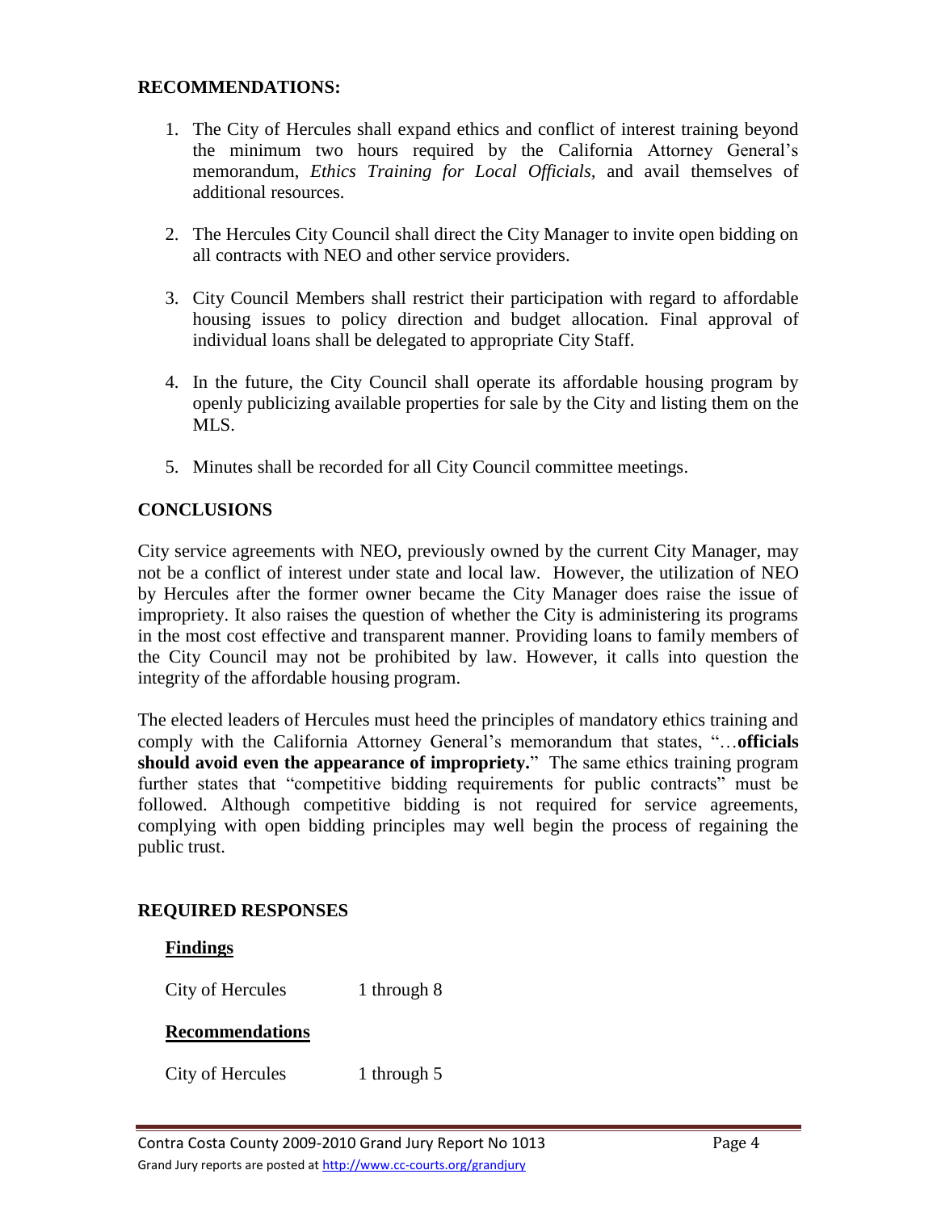## RECOMMENDATIONS:

1. The City of Hercules shall expand ethics and conflict of interest training beyond the minimum two hours required by the California Attorney General's memorandum, *Ethics Training for Local Officials,* and avail themselves of additional resources.

2. The Hercules City Council shall direct the City Manager to invite open bidding on all contracts with NEO and other service providers.

3. City Council Members shall restrict their participation with regard to affordable housing issues to policy direction and budget allocation. Final approval of individual loans shall be delegated to appropriate City Staff.

4. In the future, the City Council shall operate its affordable housing program by openly publicizing available properties for sale by the City and listing them on the MLS.

5. Minutes shall be recorded for all City Council committee meetings.

## CONCLUSIONS

City service agreements with NEO, previously owned by the current City Manager, may not be a conflict of interest under state and local law. However, the utilization of NEO by Hercules after the former owner became the City Manager does raise the issue of impropriety. It also raises the question of whether the City is administering its programs in the most cost effective and transparent manner. Providing loans to family members of the City Council may not be prohibited by law. However, it calls into question the integrity of the affordable housing program.

The elected leaders of Hercules must heed the principles of mandatory ethics training and comply with the California Attorney General's memorandum that states, "…**officials should avoid even the appearance of impropriety.**" The same ethics training program further states that "competitive bidding requirements for public contracts" must be followed. Although competitive bidding is not required for service agreements, complying with open bidding principles may well begin the process of regaining the public trust.

## REQUIRED RESPONSES

### Findings

| | |
|---|---|
| City of Hercules | 1 through 8 |

### Recommendations

| | |
|---|---|
| City of Hercules | 1 through 5 |